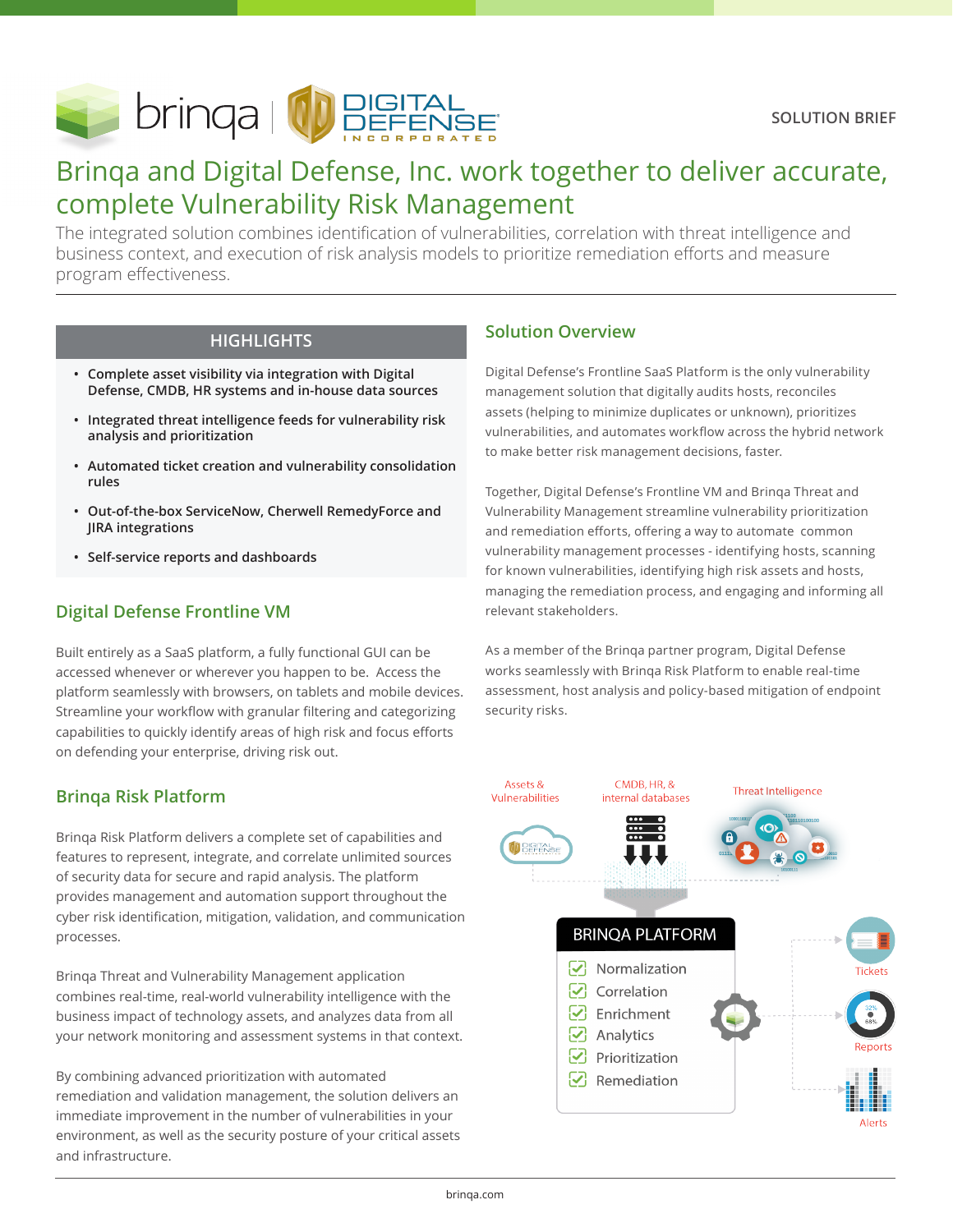SOLUTION BRIEF

# Brinqa and Digital Defense, Inc. work together to deliver accurate, complete Vulnerability Risk Management

The integrated solution combines identification of vulnerabilities, correlation with threat intelligence and business context, and execution of risk analysis models to prioritize remediation efforts and measure program effectiveness.

## HIGHLIGHTS

- **Complete asset visibility via integration with Digital Defense, CMDB, HR systems and in-house data sources**
- **Integrated threat intelligence feeds for vulnerability risk analysis and prioritization**
- **Automated ticket creation and vulnerability consolidation rules**
- **Out-of-the-box ServiceNow, Cherwell RemedyForce and JIRA integrations**
- **Self-service reports and dashboards**

## Digital Defense Frontline VM

Built entirely as a SaaS platform, a fully functional GUI can be accessed whenever or wherever you happen to be. Access the platform seamlessly with browsers, on tablets and mobile devices. Streamline your workflow with granular filtering and categorizing capabilities to quickly identify areas of high risk and focus efforts on defending your enterprise, driving risk out.

## Brinqa Risk Platform

Brinqa Risk Platform delivers a complete set of capabilities and features to represent, integrate, and correlate unlimited sources of security data for secure and rapid analysis. The platform provides management and automation support throughout the cyber risk identification, mitigation, validation, and communication processes.

Brinqa Threat and Vulnerability Management application combines real-time, real-world vulnerability intelligence with the business impact of technology assets, and analyzes data from all your network monitoring and assessment systems in that context.

By combining advanced prioritization with automated remediation and validation management, the solution delivers an immediate improvement in the number of vulnerabilities in your environment, as well as the security posture of your critical assets and infrastructure.

## Solution Overview

Digital Defense's Frontline SaaS Platform is the only vulnerability management solution that digitally audits hosts, reconciles assets (helping to minimize duplicates or unknown), prioritizes vulnerabilities, and automates workflow across the hybrid network to make better risk management decisions, faster.

Together, Digital Defense's Frontline VM and Brinqa Threat and Vulnerability Management streamline vulnerability prioritization and remediation efforts, offering a way to automate common vulnerability management processes - identifying hosts, scanning for known vulnerabilities, identifying high risk assets and hosts, managing the remediation process, and engaging and informing all relevant stakeholders.

As a member of the Brinqa partner program, Digital Defense works seamlessly with Brinqa Risk Platform to enable real-time assessment, host analysis and policy-based mitigation of endpoint security risks.

Assets & Vulnerabilities | CMDB, HR, & internal databases | Threat Intelligence

**BRINQA PLATFORM**

- Normalization
- Correlation
- Enrichment
- Analytics
- Prioritization
- Remediation

Tickets | Reports | Alerts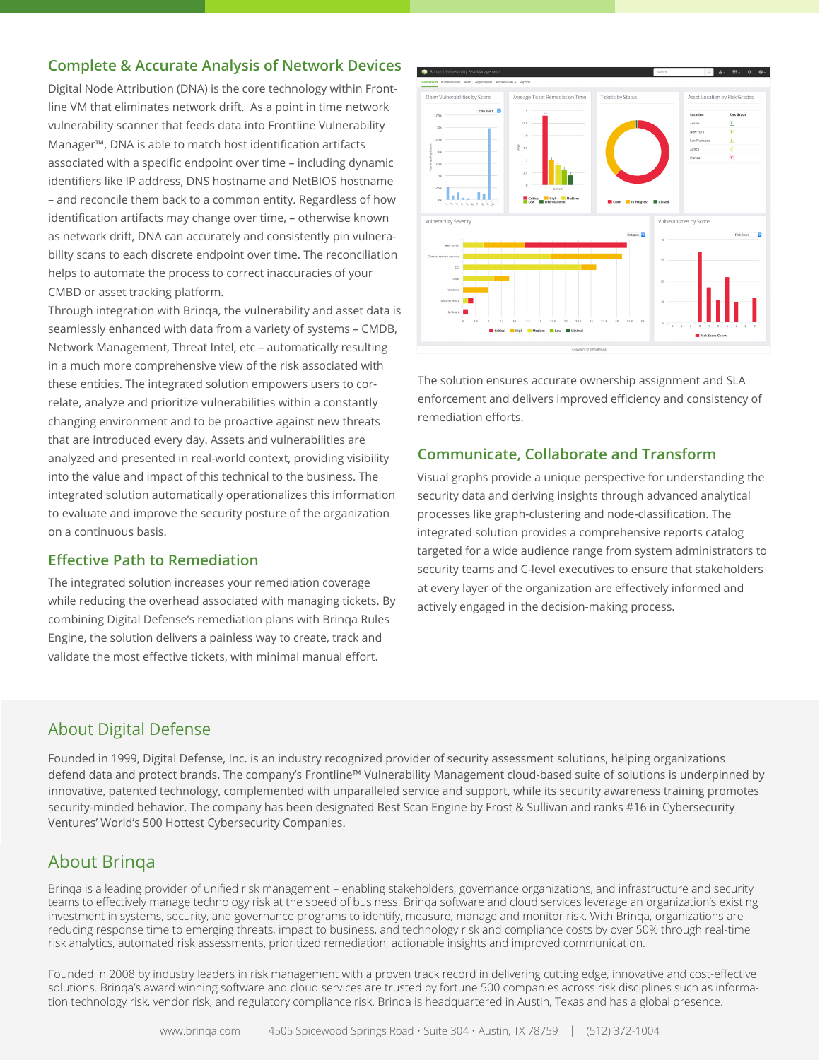## Complete & Accurate Analysis of Network Devices

Digital Node Attribution (DNA) is the core technology within Frontline VM that eliminates network drift. As a point in time network vulnerability scanner that feeds data into Frontline Vulnerability Manager™, DNA is able to match host identification artifacts associated with a specific endpoint over time – including dynamic identifiers like IP address, DNS hostname and NetBIOS hostname – and reconcile them back to a common entity. Regardless of how identification artifacts may change over time, – otherwise known as network drift, DNA can accurately and consistently pin vulnerability scans to each discrete endpoint over time. The reconciliation helps to automate the process to correct inaccuracies of your CMBD or asset tracking platform.

Through integration with Brinqa, the vulnerability and asset data is seamlessly enhanced with data from a variety of systems – CMDB, Network Management, Threat Intel, etc – automatically resulting in a much more comprehensive view of the risk associated with these entities. The integrated solution empowers users to correlate, analyze and prioritize vulnerabilities within a constantly changing environment and to be proactive against new threats that are introduced every day. Assets and vulnerabilities are analyzed and presented in real-world context, providing visibility into the value and impact of this technical to the business. The integrated solution automatically operationalizes this information to evaluate and improve the security posture of the organization on a continuous basis.

## Effective Path to Remediation

The integrated solution increases your remediation coverage while reducing the overhead associated with managing tickets. By combining Digital Defense's remediation plans with Brinqa Rules Engine, the solution delivers a painless way to create, track and validate the most effective tickets, with minimal manual effort.

The solution ensures accurate ownership assignment and SLA enforcement and delivers improved efficiency and consistency of remediation efforts.

## Communicate, Collaborate and Transform

Visual graphs provide a unique perspective for understanding the security data and deriving insights through advanced analytical processes like graph-clustering and node-classification. The integrated solution provides a comprehensive reports catalog targeted for a wide audience range from system administrators to security teams and C-level executives to ensure that stakeholders at every layer of the organization are effectively informed and actively engaged in the decision-making process.

## About Digital Defense

Founded in 1999, Digital Defense, Inc. is an industry recognized provider of security assessment solutions, helping organizations defend data and protect brands. The company's Frontline™ Vulnerability Management cloud-based suite of solutions is underpinned by innovative, patented technology, complemented with unparalleled service and support, while its security awareness training promotes security-minded behavior. The company has been designated Best Scan Engine by Frost & Sullivan and ranks #16 in Cybersecurity Ventures' World's 500 Hottest Cybersecurity Companies.

## About Brinqa

Brinqa is a leading provider of unified risk management – enabling stakeholders, governance organizations, and infrastructure and security teams to effectively manage technology risk at the speed of business. Brinqa software and cloud services leverage an organization's existing investment in systems, security, and governance programs to identify, measure, manage and monitor risk. With Brinqa, organizations are reducing response time to emerging threats, impact to business, and technology risk and compliance costs by over 50% through real-time risk analytics, automated risk assessments, prioritized remediation, actionable insights and improved communication.

Founded in 2008 by industry leaders in risk management with a proven track record in delivering cutting edge, innovative and cost-effective solutions. Brinqa's award winning software and cloud services are trusted by fortune 500 companies across risk disciplines such as information technology risk, vendor risk, and regulatory compliance risk. Brinqa is headquartered in Austin, Texas and has a global presence.

www.brinqa.com | 4505 Spicewood Springs Road • Suite 304 • Austin, TX 78759 | (512) 372-1004